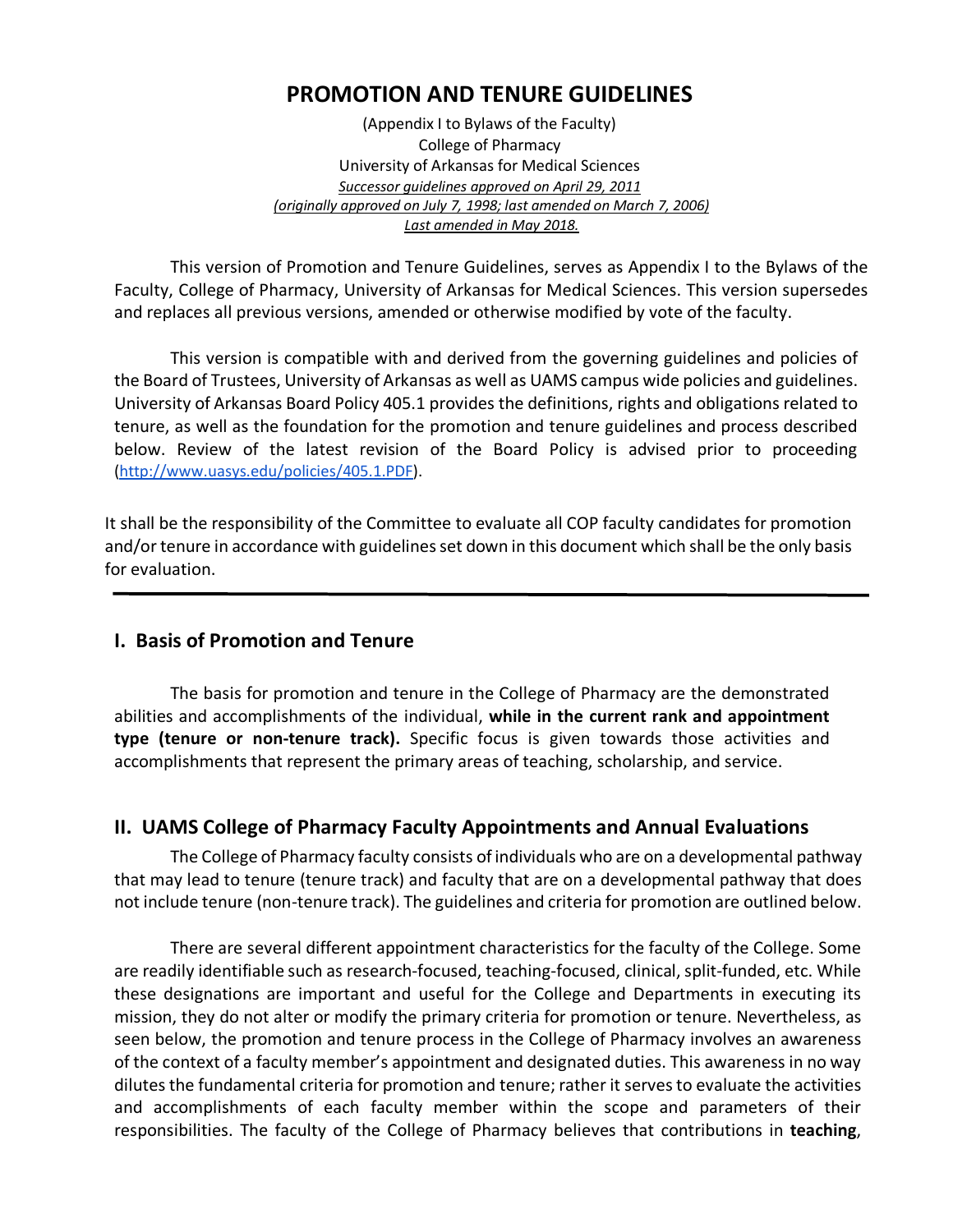# PROMOTION AND TENURE GUIDELINES

(Appendix I to Bylaws of the Faculty)
College of Pharmacy
University of Arkansas for Medical Sciences
*Successor guidelines approved on April 29, 2011*
*(originally approved on July 7, 1998; last amended on March 7, 2006)*
*Last amended in May 2018.*

This version of Promotion and Tenure Guidelines, serves as Appendix I to the Bylaws of the Faculty, College of Pharmacy, University of Arkansas for Medical Sciences. This version supersedes and replaces all previous versions, amended or otherwise modified by vote of the faculty.

This version is compatible with and derived from the governing guidelines and policies of the Board of Trustees, University of Arkansas as well as UAMS campus wide policies and guidelines. University of Arkansas Board Policy 405.1 provides the definitions, rights and obligations related to tenure, as well as the foundation for the promotion and tenure guidelines and process described below. Review of the latest revision of the Board Policy is advised prior to proceeding (http://www.uasys.edu/policies/405.1.PDF).

It shall be the responsibility of the Committee to evaluate all COP faculty candidates for promotion and/or tenure in accordance with guidelines set down in this document which shall be the only basis for evaluation.

---

## I. Basis of Promotion and Tenure

The basis for promotion and tenure in the College of Pharmacy are the demonstrated abilities and accomplishments of the individual, **while in the current rank and appointment type (tenure or non-tenure track).** Specific focus is given towards those activities and accomplishments that represent the primary areas of teaching, scholarship, and service.

## II. UAMS College of Pharmacy Faculty Appointments and Annual Evaluations

The College of Pharmacy faculty consists of individuals who are on a developmental pathway that may lead to tenure (tenure track) and faculty that are on a developmental pathway that does not include tenure (non-tenure track). The guidelines and criteria for promotion are outlined below.

There are several different appointment characteristics for the faculty of the College. Some are readily identifiable such as research-focused, teaching-focused, clinical, split-funded, etc. While these designations are important and useful for the College and Departments in executing its mission, they do not alter or modify the primary criteria for promotion or tenure. Nevertheless, as seen below, the promotion and tenure process in the College of Pharmacy involves an awareness of the context of a faculty member's appointment and designated duties. This awareness in no way dilutes the fundamental criteria for promotion and tenure; rather it serves to evaluate the activities and accomplishments of each faculty member within the scope and parameters of their responsibilities. The faculty of the College of Pharmacy believes that contributions in **teaching**,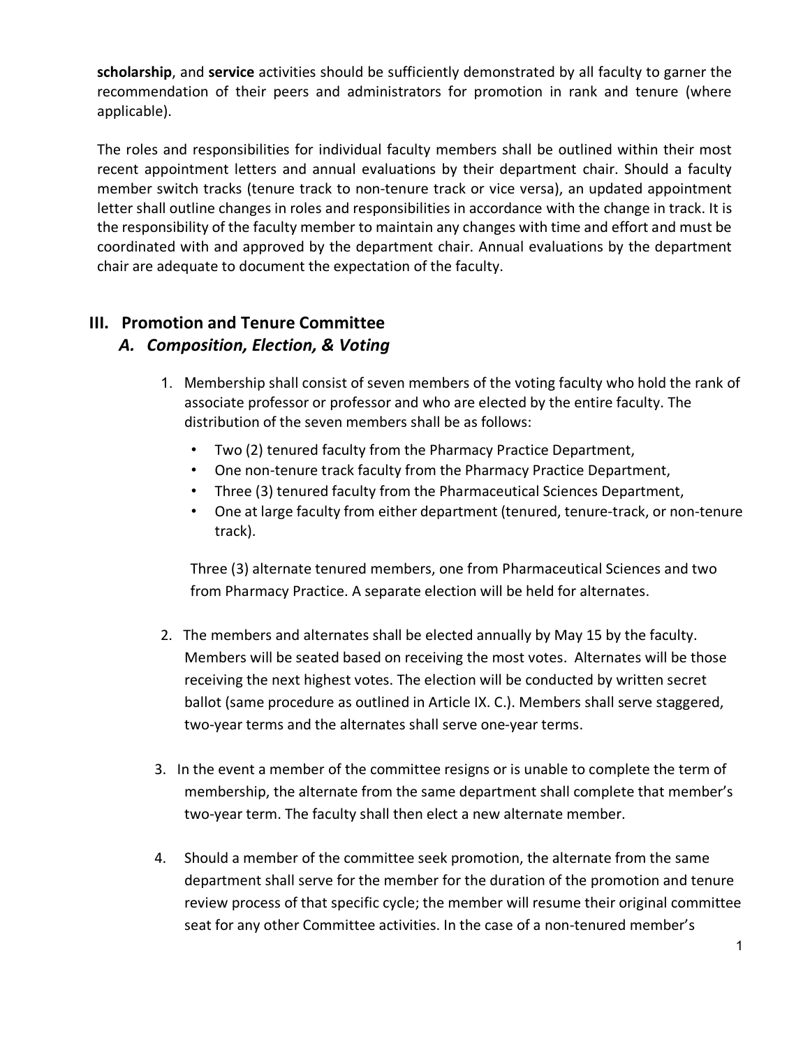**scholarship**, and **service** activities should be sufficiently demonstrated by all faculty to garner the recommendation of their peers and administrators for promotion in rank and tenure (where applicable).

The roles and responsibilities for individual faculty members shall be outlined within their most recent appointment letters and annual evaluations by their department chair. Should a faculty member switch tracks (tenure track to non-tenure track or vice versa), an updated appointment letter shall outline changes in roles and responsibilities in accordance with the change in track. It is the responsibility of the faculty member to maintain any changes with time and effort and must be coordinated with and approved by the department chair. Annual evaluations by the department chair are adequate to document the expectation of the faculty.

## III. Promotion and Tenure Committee

### *A. Composition, Election, & Voting*

1. Membership shall consist of seven members of the voting faculty who hold the rank of associate professor or professor and who are elected by the entire faculty. The distribution of the seven members shall be as follows:
   - Two (2) tenured faculty from the Pharmacy Practice Department,
   - One non-tenure track faculty from the Pharmacy Practice Department,
   - Three (3) tenured faculty from the Pharmaceutical Sciences Department,
   - One at large faculty from either department (tenured, tenure-track, or non-tenure track).

   Three (3) alternate tenured members, one from Pharmaceutical Sciences and two from Pharmacy Practice. A separate election will be held for alternates.

2. The members and alternates shall be elected annually by May 15 by the faculty. Members will be seated based on receiving the most votes. Alternates will be those receiving the next highest votes. The election will be conducted by written secret ballot (same procedure as outlined in Article IX. C.). Members shall serve staggered, two-year terms and the alternates shall serve one-year terms.

3. In the event a member of the committee resigns or is unable to complete the term of membership, the alternate from the same department shall complete that member's two-year term. The faculty shall then elect a new alternate member.

4. Should a member of the committee seek promotion, the alternate from the same department shall serve for the member for the duration of the promotion and tenure review process of that specific cycle; the member will resume their original committee seat for any other Committee activities. In the case of a non-tenured member's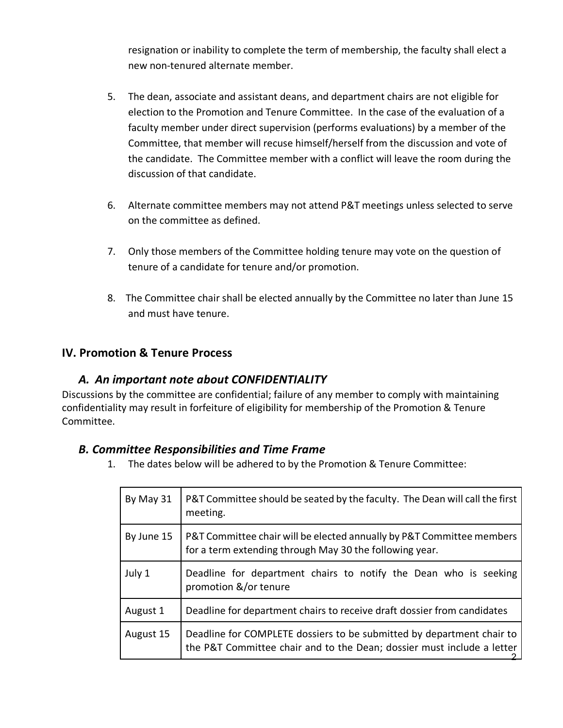resignation or inability to complete the term of membership, the faculty shall elect a new non-tenured alternate member.

5. The dean, associate and assistant deans, and department chairs are not eligible for election to the Promotion and Tenure Committee. In the case of the evaluation of a faculty member under direct supervision (performs evaluations) by a member of the Committee, that member will recuse himself/herself from the discussion and vote of the candidate. The Committee member with a conflict will leave the room during the discussion of that candidate.

6. Alternate committee members may not attend P&T meetings unless selected to serve on the committee as defined.

7. Only those members of the Committee holding tenure may vote on the question of tenure of a candidate for tenure and/or promotion.

8. The Committee chair shall be elected annually by the Committee no later than June 15 and must have tenure.

## IV. Promotion & Tenure Process

### *A. An important note about CONFIDENTIALITY*

Discussions by the committee are confidential; failure of any member to comply with maintaining confidentiality may result in forfeiture of eligibility for membership of the Promotion & Tenure Committee.

### *B. Committee Responsibilities and Time Frame*

1. The dates below will be adhered to by the Promotion & Tenure Committee:

| | |
|---|---|
| By May 31 | P&T Committee should be seated by the faculty. The Dean will call the first meeting. |
| By June 15 | P&T Committee chair will be elected annually by P&T Committee members for a term extending through May 30 the following year. |
| July 1 | Deadline for department chairs to notify the Dean who is seeking promotion &/or tenure |
| August 1 | Deadline for department chairs to receive draft dossier from candidates |
| August 15 | Deadline for COMPLETE dossiers to be submitted by department chair to the P&T Committee chair and to the Dean; dossier must include a letter |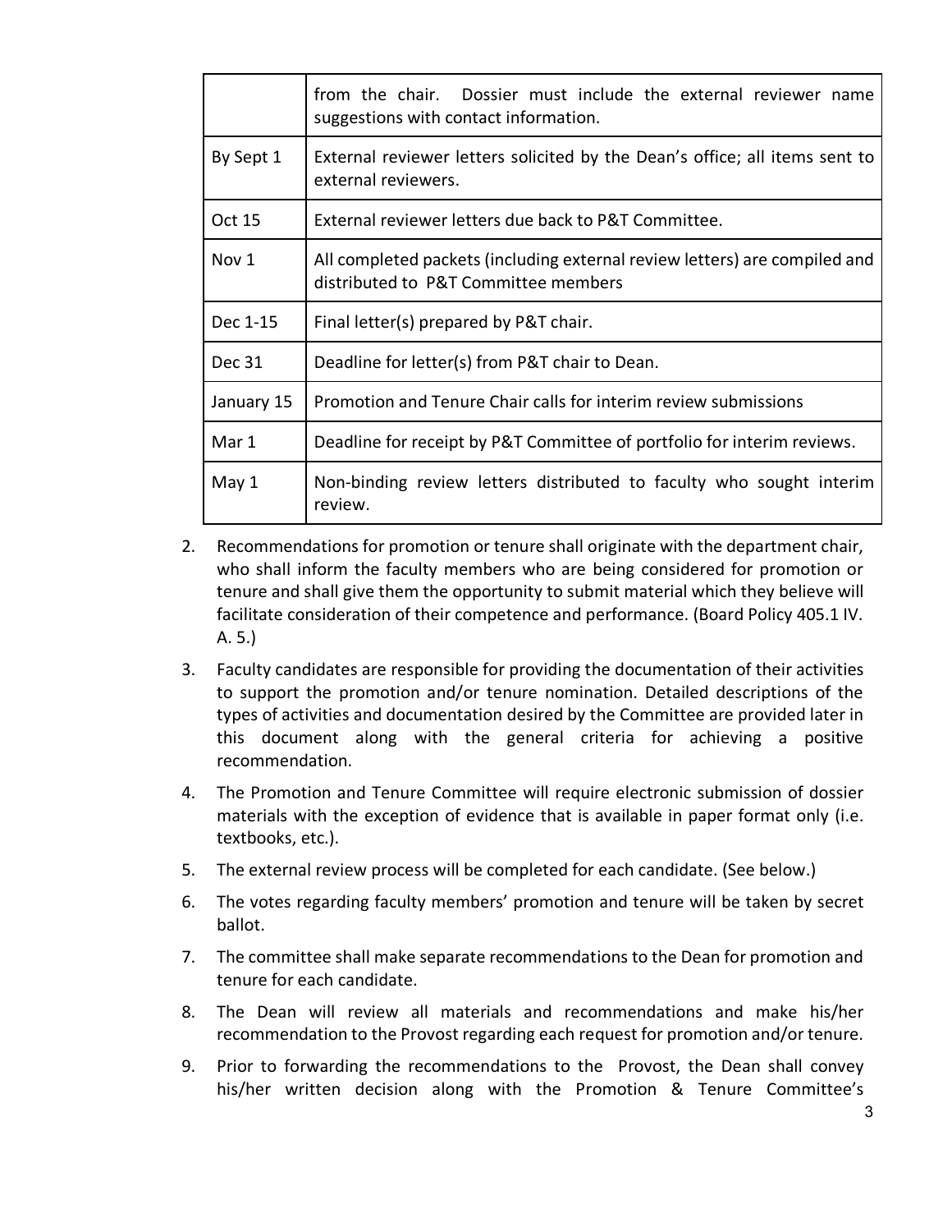| | |
|---|---|
| | from the chair. Dossier must include the external reviewer name suggestions with contact information. |
| By Sept 1 | External reviewer letters solicited by the Dean's office; all items sent to external reviewers. |
| Oct 15 | External reviewer letters due back to P&T Committee. |
| Nov 1 | All completed packets (including external review letters) are compiled and distributed to P&T Committee members |
| Dec 1-15 | Final letter(s) prepared by P&T chair. |
| Dec 31 | Deadline for letter(s) from P&T chair to Dean. |
| January 15 | Promotion and Tenure Chair calls for interim review submissions |
| Mar 1 | Deadline for receipt by P&T Committee of portfolio for interim reviews. |
| May 1 | Non-binding review letters distributed to faculty who sought interim review. |

2. Recommendations for promotion or tenure shall originate with the department chair, who shall inform the faculty members who are being considered for promotion or tenure and shall give them the opportunity to submit material which they believe will facilitate consideration of their competence and performance. (Board Policy 405.1 IV. A. 5.)
3. Faculty candidates are responsible for providing the documentation of their activities to support the promotion and/or tenure nomination. Detailed descriptions of the types of activities and documentation desired by the Committee are provided later in this document along with the general criteria for achieving a positive recommendation.
4. The Promotion and Tenure Committee will require electronic submission of dossier materials with the exception of evidence that is available in paper format only (i.e. textbooks, etc.).
5. The external review process will be completed for each candidate. (See below.)
6. The votes regarding faculty members' promotion and tenure will be taken by secret ballot.
7. The committee shall make separate recommendations to the Dean for promotion and tenure for each candidate.
8. The Dean will review all materials and recommendations and make his/her recommendation to the Provost regarding each request for promotion and/or tenure.
9. Prior to forwarding the recommendations to the Provost, the Dean shall convey his/her written decision along with the Promotion & Tenure Committee's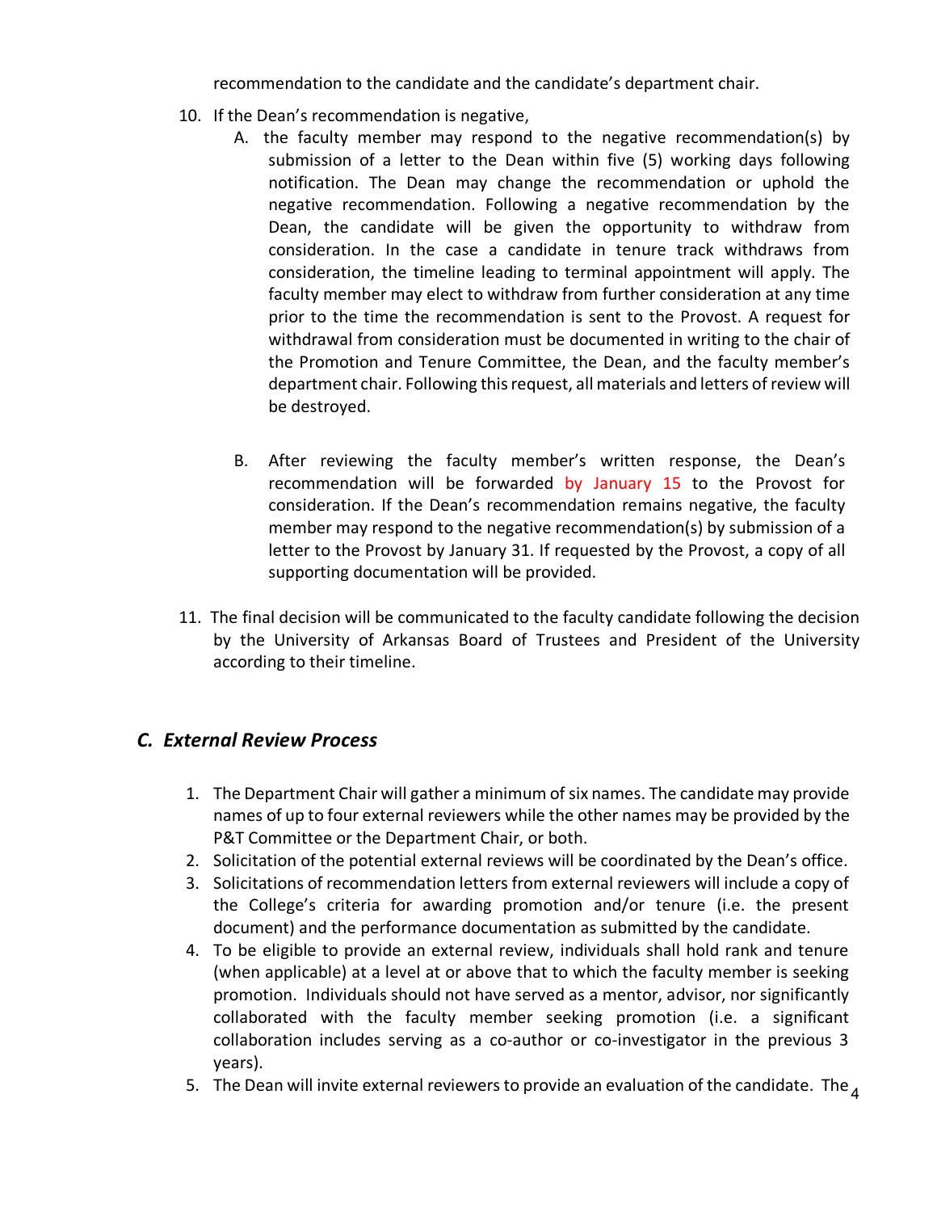recommendation to the candidate and the candidate's department chair.

10. If the Dean's recommendation is negative,
    A. the faculty member may respond to the negative recommendation(s) by submission of a letter to the Dean within five (5) working days following notification. The Dean may change the recommendation or uphold the negative recommendation. Following a negative recommendation by the Dean, the candidate will be given the opportunity to withdraw from consideration. In the case a candidate in tenure track withdraws from consideration, the timeline leading to terminal appointment will apply. The faculty member may elect to withdraw from further consideration at any time prior to the time the recommendation is sent to the Provost. A request for withdrawal from consideration must be documented in writing to the chair of the Promotion and Tenure Committee, the Dean, and the faculty member's department chair. Following this request, all materials and letters of review will be destroyed.

    B. After reviewing the faculty member's written response, the Dean's recommendation will be forwarded by January 15 to the Provost for consideration. If the Dean's recommendation remains negative, the faculty member may respond to the negative recommendation(s) by submission of a letter to the Provost by January 31. If requested by the Provost, a copy of all supporting documentation will be provided.

11. The final decision will be communicated to the faculty candidate following the decision by the University of Arkansas Board of Trustees and President of the University according to their timeline.

## *C. External Review Process*

1. The Department Chair will gather a minimum of six names. The candidate may provide names of up to four external reviewers while the other names may be provided by the P&T Committee or the Department Chair, or both.
2. Solicitation of the potential external reviews will be coordinated by the Dean's office.
3. Solicitations of recommendation letters from external reviewers will include a copy of the College's criteria for awarding promotion and/or tenure (i.e. the present document) and the performance documentation as submitted by the candidate.
4. To be eligible to provide an external review, individuals shall hold rank and tenure (when applicable) at a level at or above that to which the faculty member is seeking promotion. Individuals should not have served as a mentor, advisor, nor significantly collaborated with the faculty member seeking promotion (i.e. a significant collaboration includes serving as a co-author or co-investigator in the previous 3 years).
5. The Dean will invite external reviewers to provide an evaluation of the candidate. The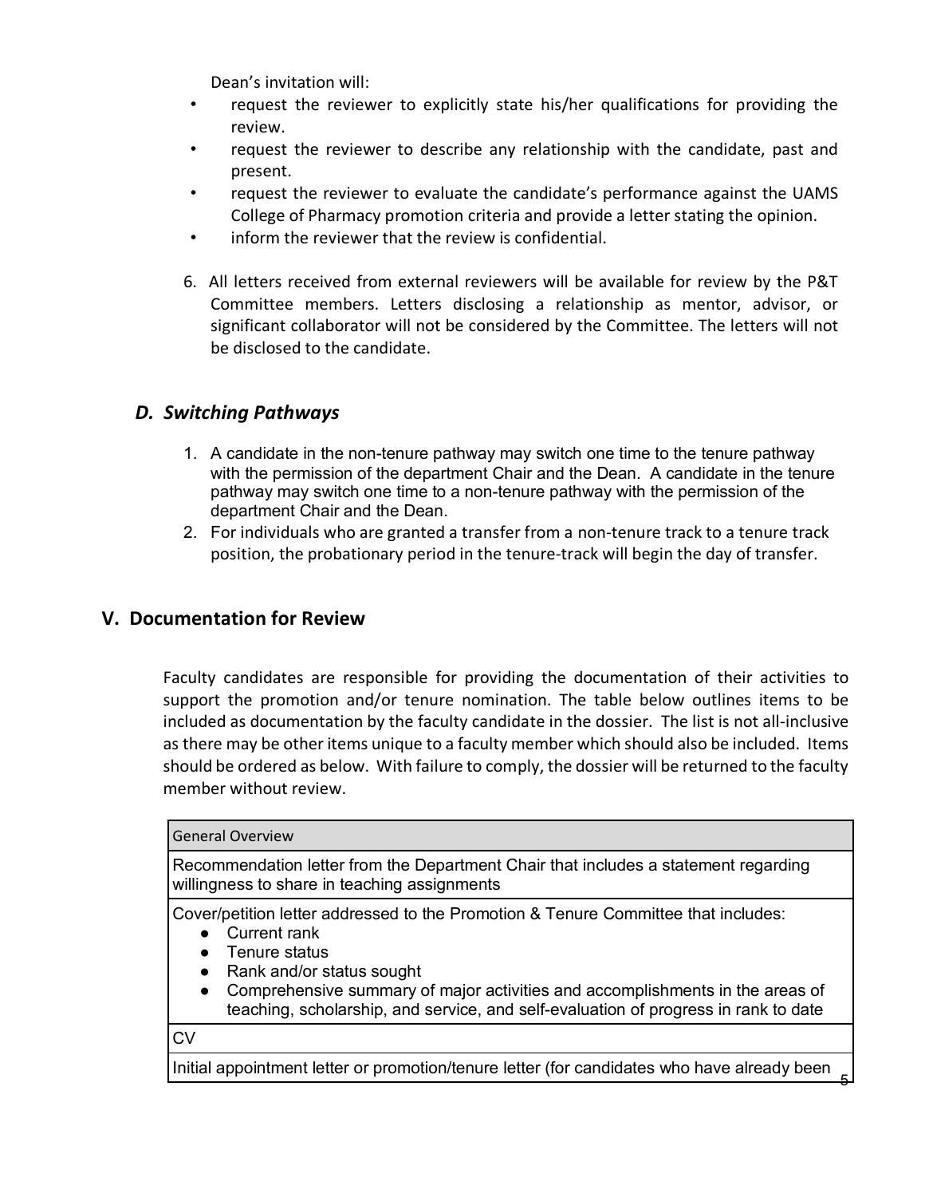Dean's invitation will:

- request the reviewer to explicitly state his/her qualifications for providing the review.
- request the reviewer to describe any relationship with the candidate, past and present.
- request the reviewer to evaluate the candidate's performance against the UAMS College of Pharmacy promotion criteria and provide a letter stating the opinion.
- inform the reviewer that the review is confidential.

6. All letters received from external reviewers will be available for review by the P&T Committee members. Letters disclosing a relationship as mentor, advisor, or significant collaborator will not be considered by the Committee. The letters will not be disclosed to the candidate.

### *D. Switching Pathways*

1. A candidate in the non-tenure pathway may switch one time to the tenure pathway with the permission of the department Chair and the Dean. A candidate in the tenure pathway may switch one time to a non-tenure pathway with the permission of the department Chair and the Dean.
2. For individuals who are granted a transfer from a non-tenure track to a tenure track position, the probationary period in the tenure-track will begin the day of transfer.

## V. Documentation for Review

Faculty candidates are responsible for providing the documentation of their activities to support the promotion and/or tenure nomination. The table below outlines items to be included as documentation by the faculty candidate in the dossier. The list is not all-inclusive as there may be other items unique to a faculty member which should also be included. Items should be ordered as below. With failure to comply, the dossier will be returned to the faculty member without review.

| General Overview |
|---|
| Recommendation letter from the Department Chair that includes a statement regarding willingness to share in teaching assignments |
| Cover/petition letter addressed to the Promotion & Tenure Committee that includes:<br>● Current rank<br>● Tenure status<br>● Rank and/or status sought<br>● Comprehensive summary of major activities and accomplishments in the areas of teaching, scholarship, and service, and self-evaluation of progress in rank to date |
| CV |
| Initial appointment letter or promotion/tenure letter (for candidates who have already been |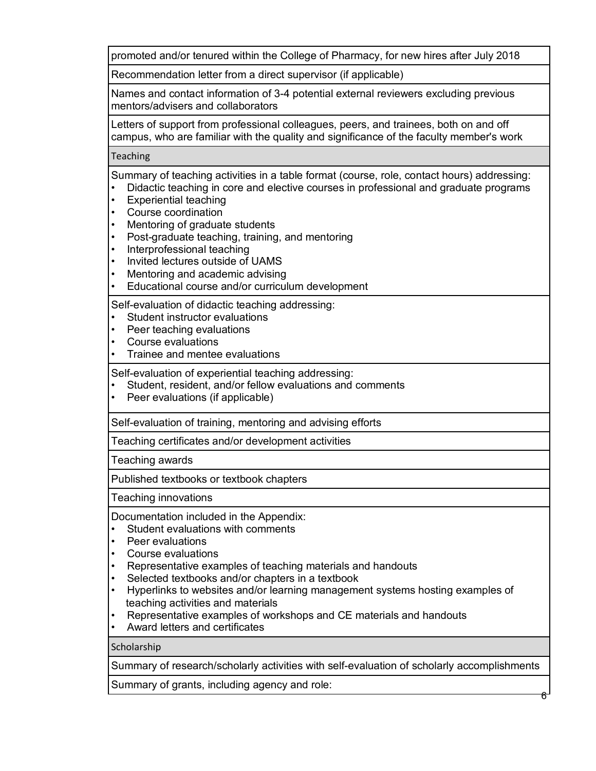| promoted and/or tenured within the College of Pharmacy, for new hires after July 2018 |
|---|
| Recommendation letter from a direct supervisor (if applicable) |
| Names and contact information of 3-4 potential external reviewers excluding previous mentors/advisers and collaborators |
| Letters of support from professional colleagues, peers, and trainees, both on and off campus, who are familiar with the quality and significance of the faculty member's work |
| **Teaching** |
| Summary of teaching activities in a table format (course, role, contact hours) addressing:<br>• Didactic teaching in core and elective courses in professional and graduate programs<br>• Experiential teaching<br>• Course coordination<br>• Mentoring of graduate students<br>• Post-graduate teaching, training, and mentoring<br>• Interprofessional teaching<br>• Invited lectures outside of UAMS<br>• Mentoring and academic advising<br>• Educational course and/or curriculum development |
| Self-evaluation of didactic teaching addressing:<br>• Student instructor evaluations<br>• Peer teaching evaluations<br>• Course evaluations<br>• Trainee and mentee evaluations |
| Self-evaluation of experiential teaching addressing:<br>• Student, resident, and/or fellow evaluations and comments<br>• Peer evaluations (if applicable) |
| Self-evaluation of training, mentoring and advising efforts |
| Teaching certificates and/or development activities |
| Teaching awards |
| Published textbooks or textbook chapters |
| Teaching innovations |
| Documentation included in the Appendix:<br>• Student evaluations with comments<br>• Peer evaluations<br>• Course evaluations<br>• Representative examples of teaching materials and handouts<br>• Selected textbooks and/or chapters in a textbook<br>• Hyperlinks to websites and/or learning management systems hosting examples of teaching activities and materials<br>• Representative examples of workshops and CE materials and handouts<br>• Award letters and certificates |
| **Scholarship** |
| Summary of research/scholarly activities with self-evaluation of scholarly accomplishments |
| Summary of grants, including agency and role: |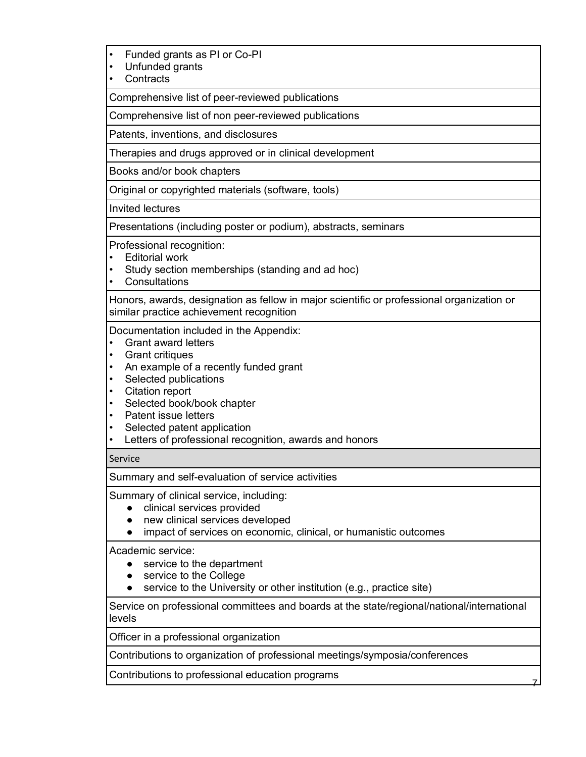| |
|---|
| • Funded grants as PI or Co-PI<br>• Unfunded grants<br>• Contracts |
| Comprehensive list of peer-reviewed publications |
| Comprehensive list of non peer-reviewed publications |
| Patents, inventions, and disclosures |
| Therapies and drugs approved or in clinical development |
| Books and/or book chapters |
| Original or copyrighted materials (software, tools) |
| Invited lectures |
| Presentations (including poster or podium), abstracts, seminars |
| Professional recognition:<br>• Editorial work<br>• Study section memberships (standing and ad hoc)<br>• Consultations |
| Honors, awards, designation as fellow in major scientific or professional organization or similar practice achievement recognition |
| Documentation included in the Appendix:<br>• Grant award letters<br>• Grant critiques<br>• An example of a recently funded grant<br>• Selected publications<br>• Citation report<br>• Selected book/book chapter<br>• Patent issue letters<br>• Selected patent application<br>• Letters of professional recognition, awards and honors |
| **Service** |
| Summary and self-evaluation of service activities |
| Summary of clinical service, including:<br>● clinical services provided<br>● new clinical services developed<br>● impact of services on economic, clinical, or humanistic outcomes |
| Academic service:<br>● service to the department<br>● service to the College<br>● service to the University or other institution (e.g., practice site) |
| Service on professional committees and boards at the state/regional/national/international levels |
| Officer in a professional organization |
| Contributions to organization of professional meetings/symposia/conferences |
| Contributions to professional education programs |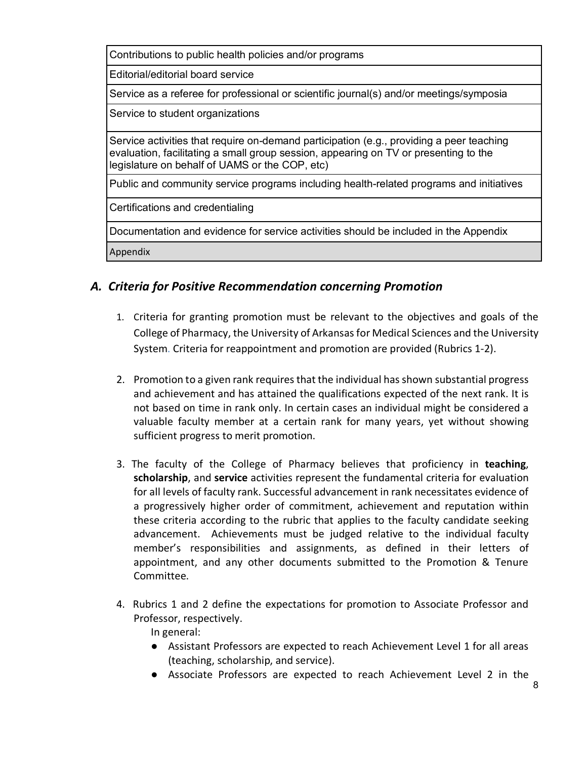| Contributions to public health policies and/or programs |
|---|
| Editorial/editorial board service |
| Service as a referee for professional or scientific journal(s) and/or meetings/symposia |
| Service to student organizations |
| Service activities that require on-demand participation (e.g., providing a peer teaching evaluation, facilitating a small group session, appearing on TV or presenting to the legislature on behalf of UAMS or the COP, etc) |
| Public and community service programs including health-related programs and initiatives |
| Certifications and credentialing |
| Documentation and evidence for service activities should be included in the Appendix |
| Appendix |

## *A. Criteria for Positive Recommendation concerning Promotion*

1. Criteria for granting promotion must be relevant to the objectives and goals of the College of Pharmacy, the University of Arkansas for Medical Sciences and the University System. Criteria for reappointment and promotion are provided (Rubrics 1-2).

2. Promotion to a given rank requires that the individual has shown substantial progress and achievement and has attained the qualifications expected of the next rank. It is not based on time in rank only. In certain cases an individual might be considered a valuable faculty member at a certain rank for many years, yet without showing sufficient progress to merit promotion.

3. The faculty of the College of Pharmacy believes that proficiency in **teaching**, **scholarship**, and **service** activities represent the fundamental criteria for evaluation for all levels of faculty rank. Successful advancement in rank necessitates evidence of a progressively higher order of commitment, achievement and reputation within these criteria according to the rubric that applies to the faculty candidate seeking advancement. Achievements must be judged relative to the individual faculty member's responsibilities and assignments, as defined in their letters of appointment, and any other documents submitted to the Promotion & Tenure Committee.

4. Rubrics 1 and 2 define the expectations for promotion to Associate Professor and Professor, respectively.

   In general:

   - Assistant Professors are expected to reach Achievement Level 1 for all areas (teaching, scholarship, and service).
   - Associate Professors are expected to reach Achievement Level 2 in the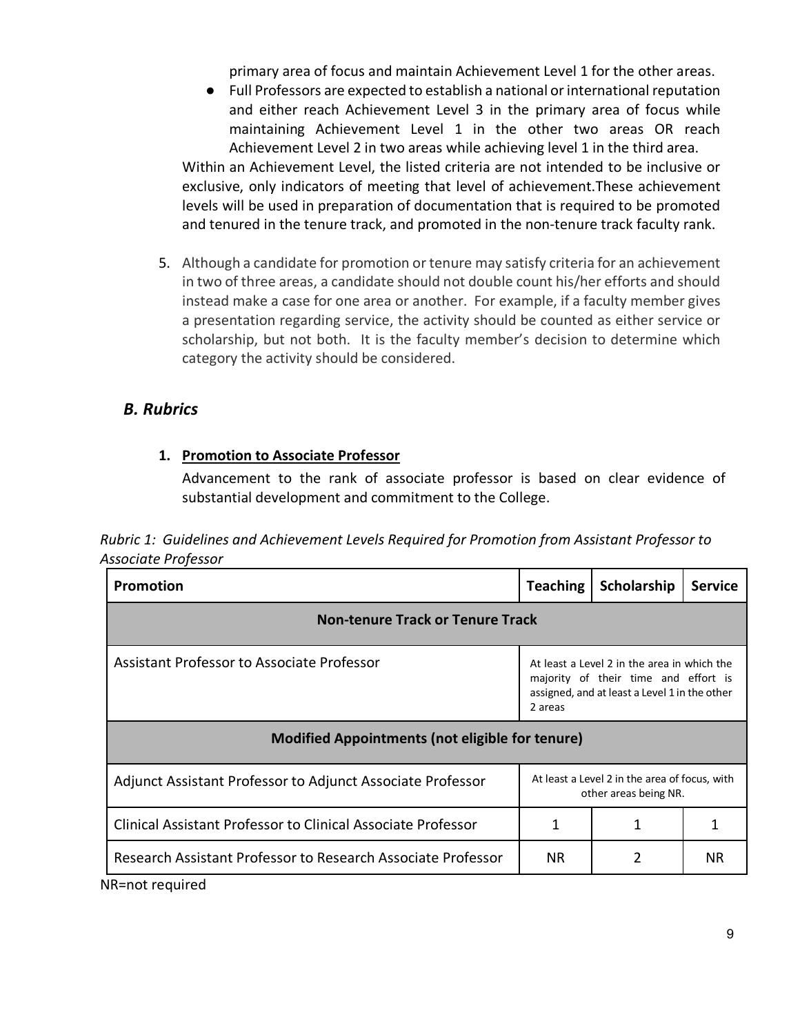primary area of focus and maintain Achievement Level 1 for the other areas.

- Full Professors are expected to establish a national or international reputation and either reach Achievement Level 3 in the primary area of focus while maintaining Achievement Level 1 in the other two areas OR reach Achievement Level 2 in two areas while achieving level 1 in the third area.

Within an Achievement Level, the listed criteria are not intended to be inclusive or exclusive, only indicators of meeting that level of achievement.These achievement levels will be used in preparation of documentation that is required to be promoted and tenured in the tenure track, and promoted in the non-tenure track faculty rank.

5. Although a candidate for promotion or tenure may satisfy criteria for an achievement in two of three areas, a candidate should not double count his/her efforts and should instead make a case for one area or another. For example, if a faculty member gives a presentation regarding service, the activity should be counted as either service or scholarship, but not both. It is the faculty member's decision to determine which category the activity should be considered.

## *B. Rubrics*

### 1. <u>Promotion to Associate Professor</u>

Advancement to the rank of associate professor is based on clear evidence of substantial development and commitment to the College.

*Rubric 1: Guidelines and Achievement Levels Required for Promotion from Assistant Professor to Associate Professor*

| Promotion | Teaching | Scholarship | Service |
|---|---|---|---|
| **Non-tenure Track or Tenure Track** | | | |
| Assistant Professor to Associate Professor | At least a Level 2 in the area in which the majority of their time and effort is assigned, and at least a Level 1 in the other 2 areas | | |
| **Modified Appointments (not eligible for tenure)** | | | |
| Adjunct Assistant Professor to Adjunct Associate Professor | At least a Level 2 in the area of focus, with other areas being NR. | | |
| Clinical Assistant Professor to Clinical Associate Professor | 1 | 1 | 1 |
| Research Assistant Professor to Research Associate Professor | NR | 2 | NR |

NR=not required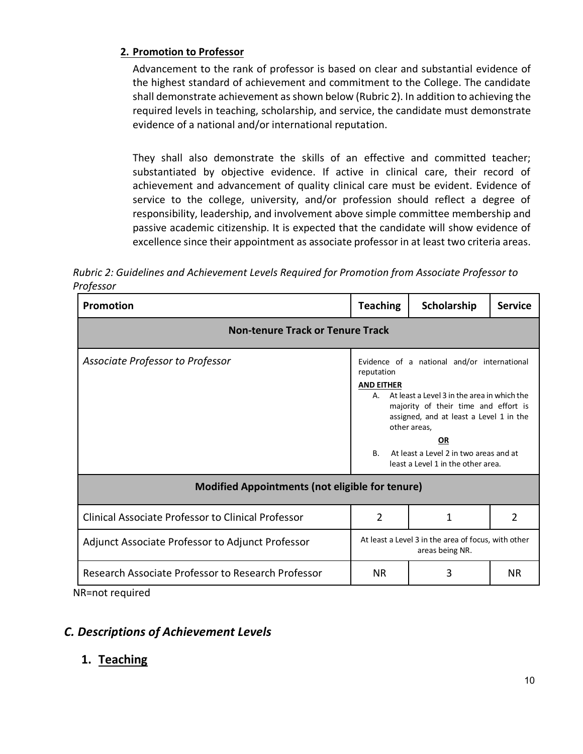### 2. Promotion to Professor

Advancement to the rank of professor is based on clear and substantial evidence of the highest standard of achievement and commitment to the College. The candidate shall demonstrate achievement as shown below (Rubric 2). In addition to achieving the required levels in teaching, scholarship, and service, the candidate must demonstrate evidence of a national and/or international reputation.

They shall also demonstrate the skills of an effective and committed teacher; substantiated by objective evidence. If active in clinical care, their record of achievement and advancement of quality clinical care must be evident. Evidence of service to the college, university, and/or profession should reflect a degree of responsibility, leadership, and involvement above simple committee membership and passive academic citizenship. It is expected that the candidate will show evidence of excellence since their appointment as associate professor in at least two criteria areas.

*Rubric 2: Guidelines and Achievement Levels Required for Promotion from Associate Professor to Professor*

| Promotion | Teaching | Scholarship | Service |
|---|---|---|---|
| **Non-tenure Track or Tenure Track** | | | |
| *Associate Professor to Professor* | Evidence of a national and/or international reputation **AND EITHER** A. At least a Level 3 in the area in which the majority of their time and effort is assigned, and at least a Level 1 in the other areas, **OR** B. At least a Level 2 in two areas and at least a Level 1 in the other area. | | |
| **Modified Appointments (not eligible for tenure)** | | | |
| Clinical Associate Professor to Clinical Professor | 2 | 1 | 2 |
| Adjunct Associate Professor to Adjunct Professor | At least a Level 3 in the area of focus, with other areas being NR. | | |
| Research Associate Professor to Research Professor | NR | 3 | NR |

NR=not required

## C. Descriptions of Achievement Levels

### 1. Teaching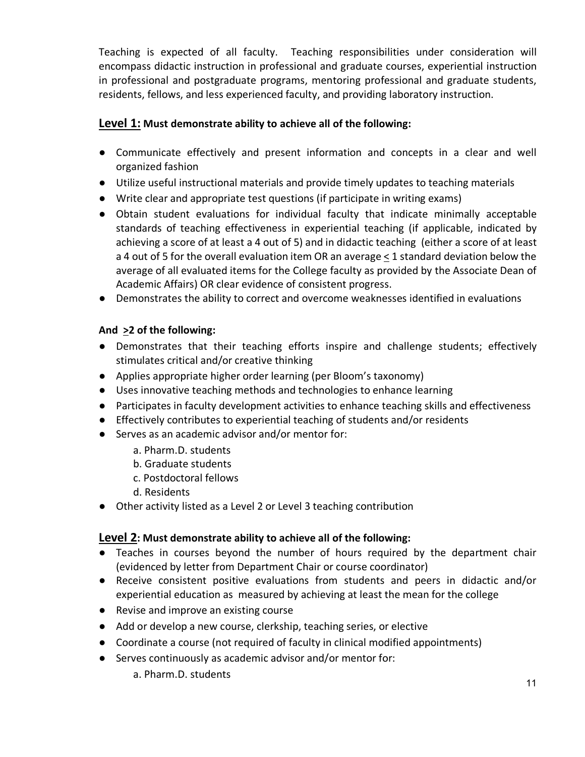Teaching is expected of all faculty. Teaching responsibilities under consideration will encompass didactic instruction in professional and graduate courses, experiential instruction in professional and postgraduate programs, mentoring professional and graduate students, residents, fellows, and less experienced faculty, and providing laboratory instruction.

### <u>Level 1:</u> Must demonstrate ability to achieve all of the following:

- Communicate effectively and present information and concepts in a clear and well organized fashion
- Utilize useful instructional materials and provide timely updates to teaching materials
- Write clear and appropriate test questions (if participate in writing exams)
- Obtain student evaluations for individual faculty that indicate minimally acceptable standards of teaching effectiveness in experiential teaching (if applicable, indicated by achieving a score of at least a 4 out of 5) and in didactic teaching (either a score of at least a 4 out of 5 for the overall evaluation item OR an average ≤ 1 standard deviation below the average of all evaluated items for the College faculty as provided by the Associate Dean of Academic Affairs) OR clear evidence of consistent progress.
- Demonstrates the ability to correct and overcome weaknesses identified in evaluations

**And ≥2 of the following:**

- Demonstrates that their teaching efforts inspire and challenge students; effectively stimulates critical and/or creative thinking
- Applies appropriate higher order learning (per Bloom's taxonomy)
- Uses innovative teaching methods and technologies to enhance learning
- Participates in faculty development activities to enhance teaching skills and effectiveness
- Effectively contributes to experiential teaching of students and/or residents
- Serves as an academic advisor and/or mentor for:
  - a. Pharm.D. students
  - b. Graduate students
  - c. Postdoctoral fellows
  - d. Residents
- Other activity listed as a Level 2 or Level 3 teaching contribution

### <u>Level 2</u>: Must demonstrate ability to achieve all of the following:

- Teaches in courses beyond the number of hours required by the department chair (evidenced by letter from Department Chair or course coordinator)
- Receive consistent positive evaluations from students and peers in didactic and/or experiential education as measured by achieving at least the mean for the college
- Revise and improve an existing course
- Add or develop a new course, clerkship, teaching series, or elective
- Coordinate a course (not required of faculty in clinical modified appointments)
- Serves continuously as academic advisor and/or mentor for:
  - a. Pharm.D. students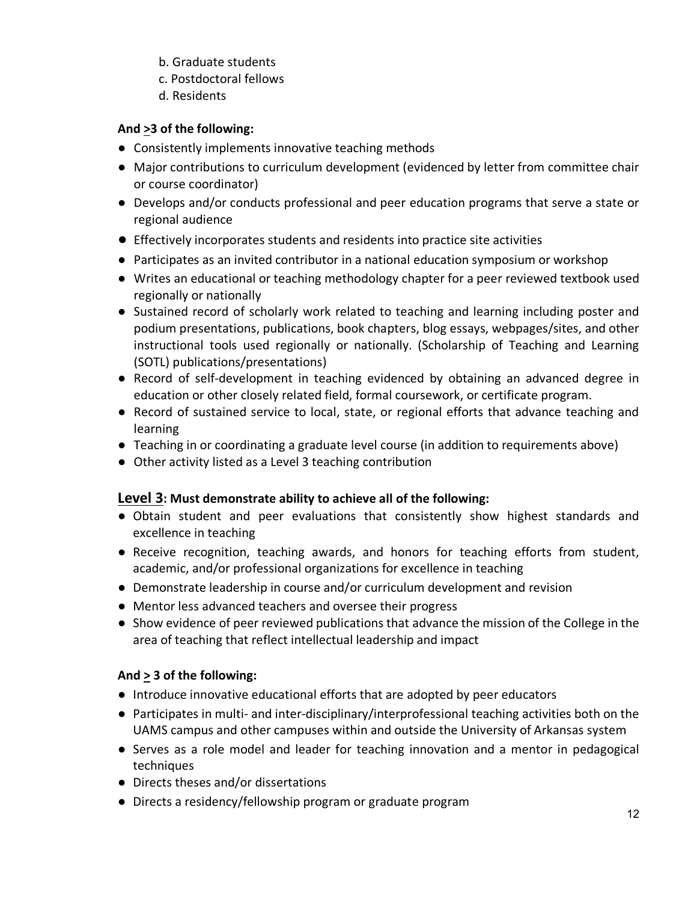b. Graduate students
   c. Postdoctoral fellows
   d. Residents

**And ≥3 of the following:**

- Consistently implements innovative teaching methods
- Major contributions to curriculum development (evidenced by letter from committee chair or course coordinator)
- Develops and/or conducts professional and peer education programs that serve a state or regional audience
- Effectively incorporates students and residents into practice site activities
- Participates as an invited contributor in a national education symposium or workshop
- Writes an educational or teaching methodology chapter for a peer reviewed textbook used regionally or nationally
- Sustained record of scholarly work related to teaching and learning including poster and podium presentations, publications, book chapters, blog essays, webpages/sites, and other instructional tools used regionally or nationally. (Scholarship of Teaching and Learning (SOTL) publications/presentations)
- Record of self-development in teaching evidenced by obtaining an advanced degree in education or other closely related field, formal coursework, or certificate program.
- Record of sustained service to local, state, or regional efforts that advance teaching and learning
- Teaching in or coordinating a graduate level course (in addition to requirements above)
- Other activity listed as a Level 3 teaching contribution

**Level 3: Must demonstrate ability to achieve all of the following:**

- Obtain student and peer evaluations that consistently show highest standards and excellence in teaching
- Receive recognition, teaching awards, and honors for teaching efforts from student, academic, and/or professional organizations for excellence in teaching
- Demonstrate leadership in course and/or curriculum development and revision
- Mentor less advanced teachers and oversee their progress
- Show evidence of peer reviewed publications that advance the mission of the College in the area of teaching that reflect intellectual leadership and impact

**And ≥ 3 of the following:**

- Introduce innovative educational efforts that are adopted by peer educators
- Participates in multi- and inter-disciplinary/interprofessional teaching activities both on the UAMS campus and other campuses within and outside the University of Arkansas system
- Serves as a role model and leader for teaching innovation and a mentor in pedagogical techniques
- Directs theses and/or dissertations
- Directs a residency/fellowship program or graduate program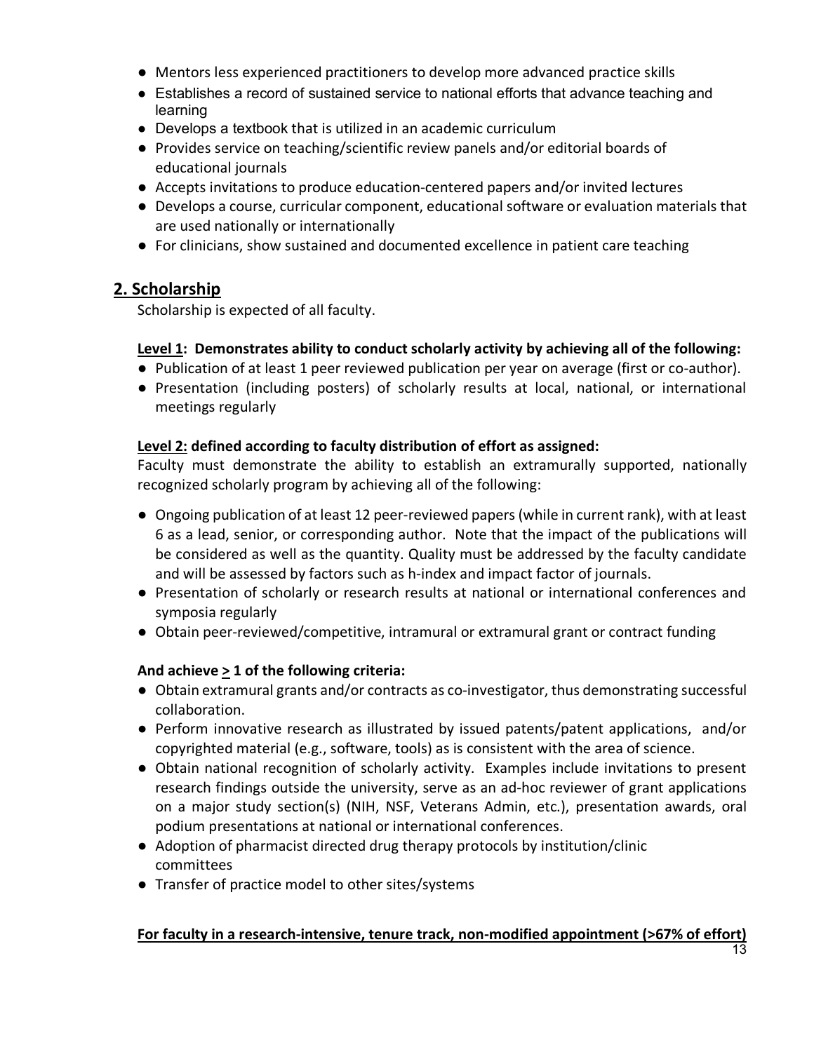- Mentors less experienced practitioners to develop more advanced practice skills
- Establishes a record of sustained service to national efforts that advance teaching and learning
- Develops a textbook that is utilized in an academic curriculum
- Provides service on teaching/scientific review panels and/or editorial boards of educational journals
- Accepts invitations to produce education-centered papers and/or invited lectures
- Develops a course, curricular component, educational software or evaluation materials that are used nationally or internationally
- For clinicians, show sustained and documented excellence in patient care teaching

## 2. Scholarship

Scholarship is expected of all faculty.

**Level 1: Demonstrates ability to conduct scholarly activity by achieving all of the following:**

- Publication of at least 1 peer reviewed publication per year on average (first or co-author).
- Presentation (including posters) of scholarly results at local, national, or international meetings regularly

**Level 2: defined according to faculty distribution of effort as assigned:**

Faculty must demonstrate the ability to establish an extramurally supported, nationally recognized scholarly program by achieving all of the following:

- Ongoing publication of at least 12 peer-reviewed papers (while in current rank), with at least 6 as a lead, senior, or corresponding author. Note that the impact of the publications will be considered as well as the quantity. Quality must be addressed by the faculty candidate and will be assessed by factors such as h-index and impact factor of journals.
- Presentation of scholarly or research results at national or international conferences and symposia regularly
- Obtain peer-reviewed/competitive, intramural or extramural grant or contract funding

**And achieve ≥ 1 of the following criteria:**

- Obtain extramural grants and/or contracts as co-investigator, thus demonstrating successful collaboration.
- Perform innovative research as illustrated by issued patents/patent applications, and/or copyrighted material (e.g., software, tools) as is consistent with the area of science.
- Obtain national recognition of scholarly activity. Examples include invitations to present research findings outside the university, serve as an ad-hoc reviewer of grant applications on a major study section(s) (NIH, NSF, Veterans Admin, etc.), presentation awards, oral podium presentations at national or international conferences.
- Adoption of pharmacist directed drug therapy protocols by institution/clinic committees
- Transfer of practice model to other sites/systems

**For faculty in a research-intensive, tenure track, non-modified appointment (>67% of effort)**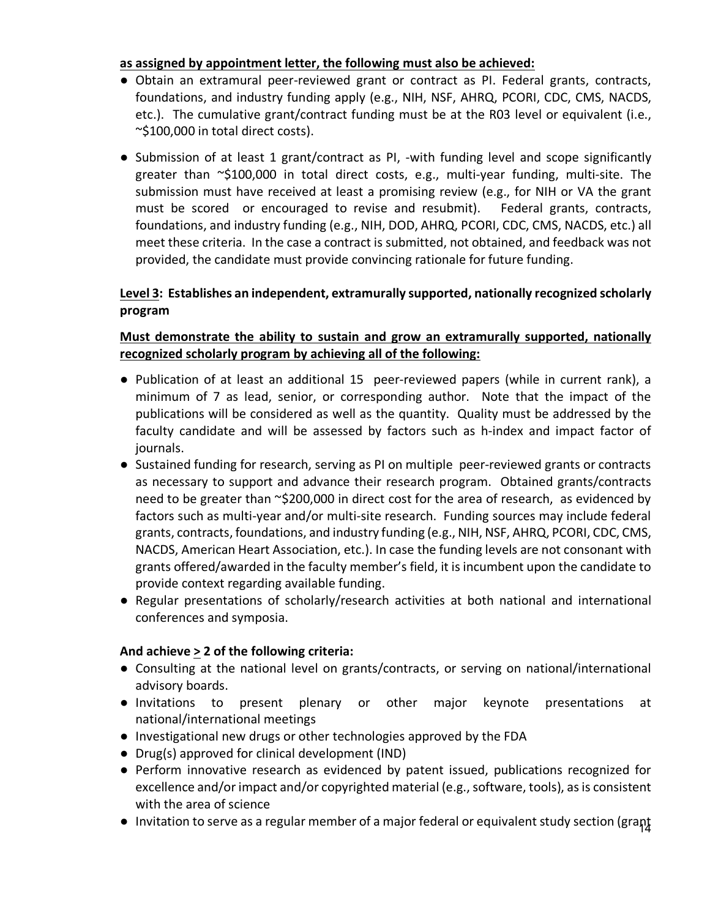**as assigned by appointment letter, the following must also be achieved:**

- Obtain an extramural peer-reviewed grant or contract as PI. Federal grants, contracts, foundations, and industry funding apply (e.g., NIH, NSF, AHRQ, PCORI, CDC, CMS, NACDS, etc.). The cumulative grant/contract funding must be at the R03 level or equivalent (i.e., ~$100,000 in total direct costs).
- Submission of at least 1 grant/contract as PI, -with funding level and scope significantly greater than ~$100,000 in total direct costs, e.g., multi-year funding, multi-site. The submission must have received at least a promising review (e.g., for NIH or VA the grant must be scored or encouraged to revise and resubmit). Federal grants, contracts, foundations, and industry funding (e.g., NIH, DOD, AHRQ, PCORI, CDC, CMS, NACDS, etc.) all meet these criteria. In the case a contract is submitted, not obtained, and feedback was not provided, the candidate must provide convincing rationale for future funding.

**Level 3: Establishes an independent, extramurally supported, nationally recognized scholarly program**

**Must demonstrate the ability to sustain and grow an extramurally supported, nationally recognized scholarly program by achieving all of the following:**

- Publication of at least an additional 15 peer-reviewed papers (while in current rank), a minimum of 7 as lead, senior, or corresponding author. Note that the impact of the publications will be considered as well as the quantity. Quality must be addressed by the faculty candidate and will be assessed by factors such as h-index and impact factor of journals.
- Sustained funding for research, serving as PI on multiple peer-reviewed grants or contracts as necessary to support and advance their research program. Obtained grants/contracts need to be greater than ~$200,000 in direct cost for the area of research, as evidenced by factors such as multi-year and/or multi-site research. Funding sources may include federal grants, contracts, foundations, and industry funding (e.g., NIH, NSF, AHRQ, PCORI, CDC, CMS, NACDS, American Heart Association, etc.). In case the funding levels are not consonant with grants offered/awarded in the faculty member's field, it is incumbent upon the candidate to provide context regarding available funding.
- Regular presentations of scholarly/research activities at both national and international conferences and symposia.

**And achieve ≥ 2 of the following criteria:**

- Consulting at the national level on grants/contracts, or serving on national/international advisory boards.
- Invitations to present plenary or other major keynote presentations at national/international meetings
- Investigational new drugs or other technologies approved by the FDA
- Drug(s) approved for clinical development (IND)
- Perform innovative research as evidenced by patent issued, publications recognized for excellence and/or impact and/or copyrighted material (e.g., software, tools), as is consistent with the area of science
- Invitation to serve as a regular member of a major federal or equivalent study section (grant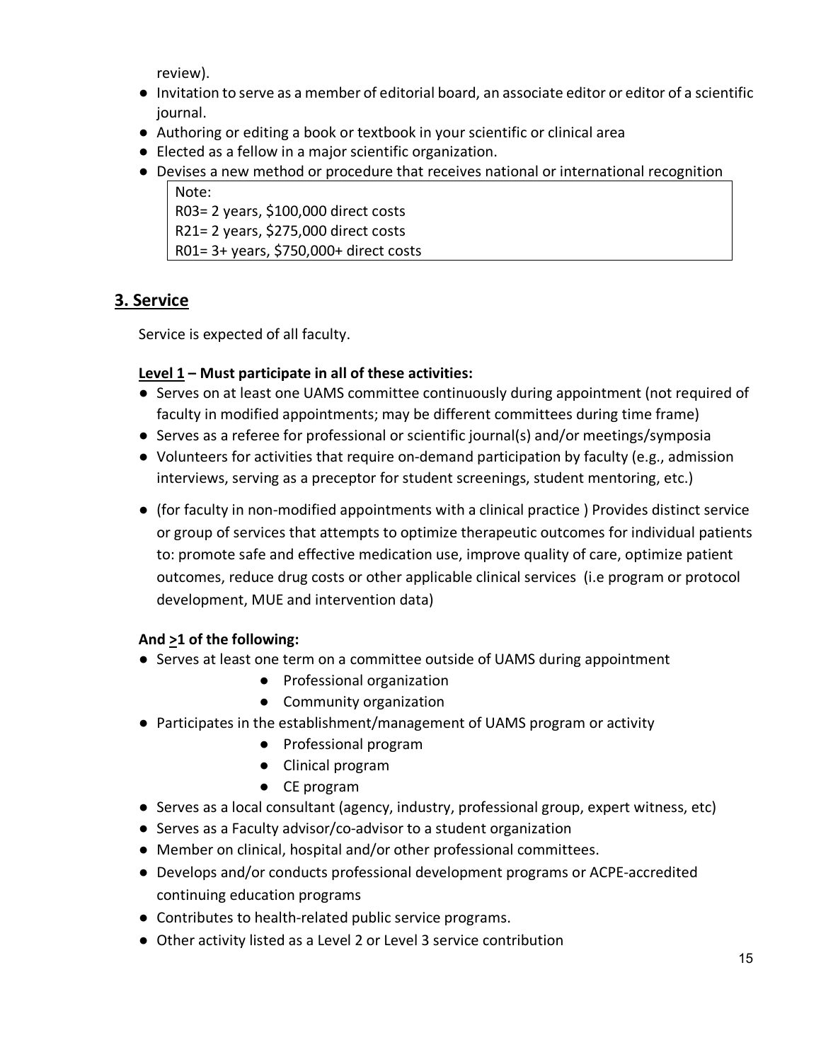review).

- Invitation to serve as a member of editorial board, an associate editor or editor of a scientific journal.
- Authoring or editing a book or textbook in your scientific or clinical area
- Elected as a fellow in a major scientific organization.
- Devises a new method or procedure that receives national or international recognition

> Note:
> R03= 2 years, $100,000 direct costs
> R21= 2 years, $275,000 direct costs
> R01= 3+ years, $750,000+ direct costs

## 3. Service

Service is expected of all faculty.

**Level 1 – Must participate in all of these activities:**

- Serves on at least one UAMS committee continuously during appointment (not required of faculty in modified appointments; may be different committees during time frame)
- Serves as a referee for professional or scientific journal(s) and/or meetings/symposia
- Volunteers for activities that require on-demand participation by faculty (e.g., admission interviews, serving as a preceptor for student screenings, student mentoring, etc.)
- (for faculty in non-modified appointments with a clinical practice ) Provides distinct service or group of services that attempts to optimize therapeutic outcomes for individual patients to: promote safe and effective medication use, improve quality of care, optimize patient outcomes, reduce drug costs or other applicable clinical services (i.e program or protocol development, MUE and intervention data)

**And ≥1 of the following:**

- Serves at least one term on a committee outside of UAMS during appointment
    - Professional organization
    - Community organization
- Participates in the establishment/management of UAMS program or activity
    - Professional program
    - Clinical program
    - CE program
- Serves as a local consultant (agency, industry, professional group, expert witness, etc)
- Serves as a Faculty advisor/co-advisor to a student organization
- Member on clinical, hospital and/or other professional committees.
- Develops and/or conducts professional development programs or ACPE-accredited continuing education programs
- Contributes to health-related public service programs.
- Other activity listed as a Level 2 or Level 3 service contribution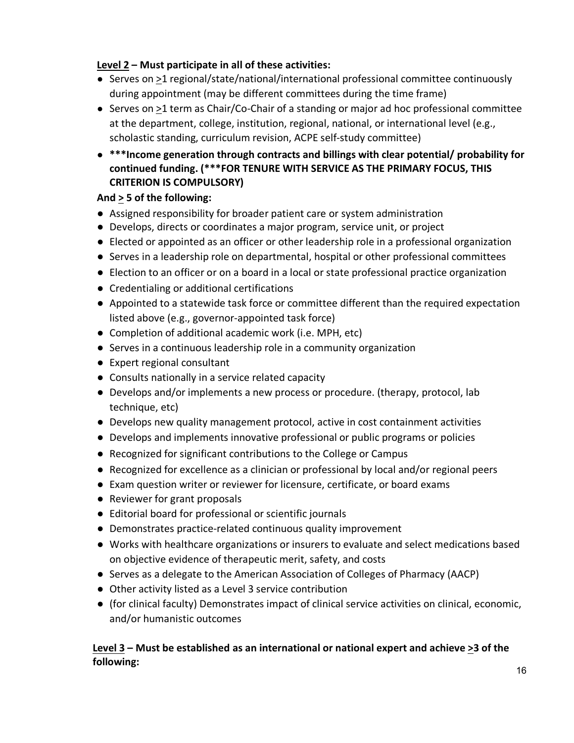**<u>Level 2</u> – Must participate in all of these activities:**

- Serves on ≥1 regional/state/national/international professional committee continuously during appointment (may be different committees during the time frame)
- Serves on ≥1 term as Chair/Co-Chair of a standing or major ad hoc professional committee at the department, college, institution, regional, national, or international level (e.g., scholastic standing, curriculum revision, ACPE self-study committee)
- **\*\*\*Income generation through contracts and billings with clear potential/ probability for continued funding. (\*\*\*FOR TENURE WITH SERVICE AS THE PRIMARY FOCUS, THIS CRITERION IS COMPULSORY)**

**And ≥ 5 of the following:**

- Assigned responsibility for broader patient care or system administration
- Develops, directs or coordinates a major program, service unit, or project
- Elected or appointed as an officer or other leadership role in a professional organization
- Serves in a leadership role on departmental, hospital or other professional committees
- Election to an officer or on a board in a local or state professional practice organization
- Credentialing or additional certifications
- Appointed to a statewide task force or committee different than the required expectation listed above (e.g., governor-appointed task force)
- Completion of additional academic work (i.e. MPH, etc)
- Serves in a continuous leadership role in a community organization
- Expert regional consultant
- Consults nationally in a service related capacity
- Develops and/or implements a new process or procedure. (therapy, protocol, lab technique, etc)
- Develops new quality management protocol, active in cost containment activities
- Develops and implements innovative professional or public programs or policies
- Recognized for significant contributions to the College or Campus
- Recognized for excellence as a clinician or professional by local and/or regional peers
- Exam question writer or reviewer for licensure, certificate, or board exams
- Reviewer for grant proposals
- Editorial board for professional or scientific journals
- Demonstrates practice-related continuous quality improvement
- Works with healthcare organizations or insurers to evaluate and select medications based on objective evidence of therapeutic merit, safety, and costs
- Serves as a delegate to the American Association of Colleges of Pharmacy (AACP)
- Other activity listed as a Level 3 service contribution
- (for clinical faculty) Demonstrates impact of clinical service activities on clinical, economic, and/or humanistic outcomes

**<u>Level 3</u> – Must be established as an international or national expert and achieve ≥3 of the following:**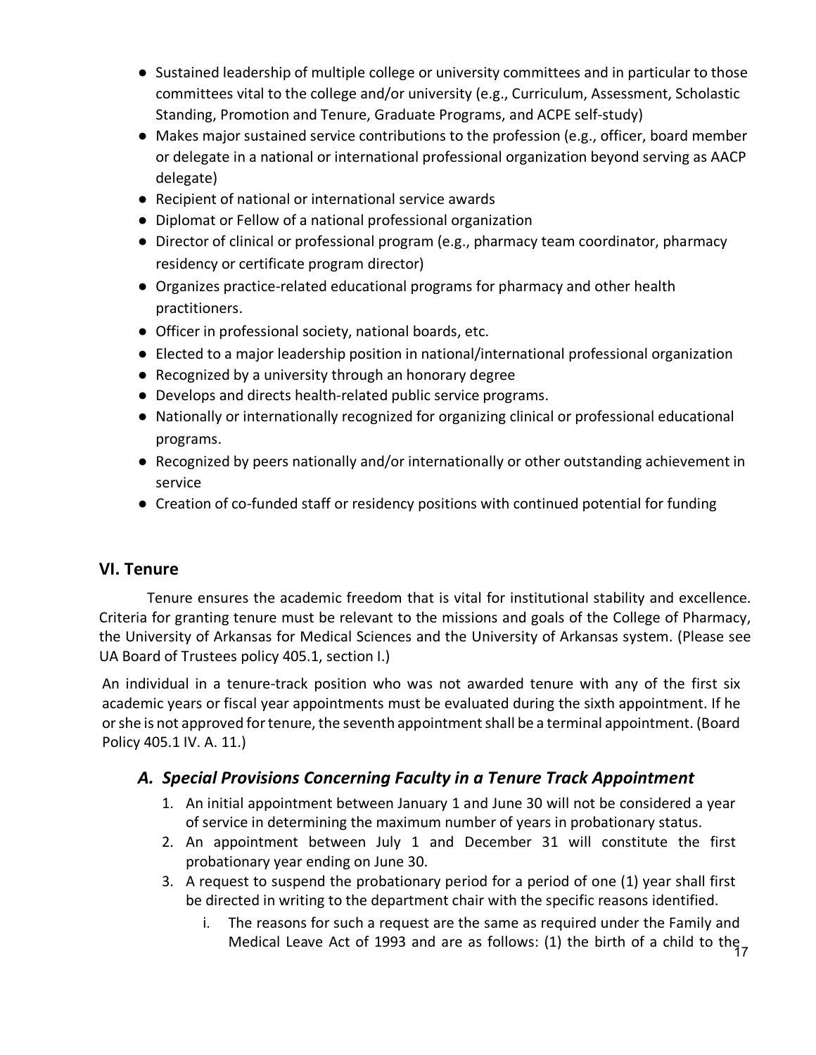- Sustained leadership of multiple college or university committees and in particular to those committees vital to the college and/or university (e.g., Curriculum, Assessment, Scholastic Standing, Promotion and Tenure, Graduate Programs, and ACPE self-study)
- Makes major sustained service contributions to the profession (e.g., officer, board member or delegate in a national or international professional organization beyond serving as AACP delegate)
- Recipient of national or international service awards
- Diplomat or Fellow of a national professional organization
- Director of clinical or professional program (e.g., pharmacy team coordinator, pharmacy residency or certificate program director)
- Organizes practice-related educational programs for pharmacy and other health practitioners.
- Officer in professional society, national boards, etc.
- Elected to a major leadership position in national/international professional organization
- Recognized by a university through an honorary degree
- Develops and directs health-related public service programs.
- Nationally or internationally recognized for organizing clinical or professional educational programs.
- Recognized by peers nationally and/or internationally or other outstanding achievement in service
- Creation of co-funded staff or residency positions with continued potential for funding

## VI. Tenure

Tenure ensures the academic freedom that is vital for institutional stability and excellence. Criteria for granting tenure must be relevant to the missions and goals of the College of Pharmacy, the University of Arkansas for Medical Sciences and the University of Arkansas system. (Please see UA Board of Trustees policy 405.1, section I.)

An individual in a tenure-track position who was not awarded tenure with any of the first six academic years or fiscal year appointments must be evaluated during the sixth appointment. If he or she is not approved for tenure, the seventh appointment shall be a terminal appointment. (Board Policy 405.1 IV. A. 11.)

### *A. Special Provisions Concerning Faculty in a Tenure Track Appointment*

1. An initial appointment between January 1 and June 30 will not be considered a year of service in determining the maximum number of years in probationary status.
2. An appointment between July 1 and December 31 will constitute the first probationary year ending on June 30.
3. A request to suspend the probationary period for a period of one (1) year shall first be directed in writing to the department chair with the specific reasons identified.
   i. The reasons for such a request are the same as required under the Family and Medical Leave Act of 1993 and are as follows: (1) the birth of a child to the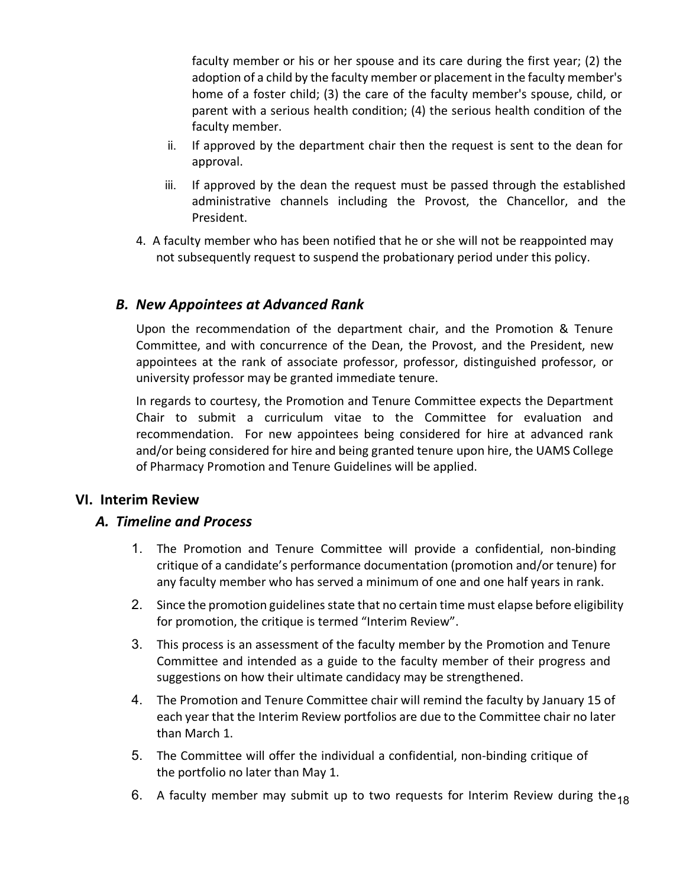faculty member or his or her spouse and its care during the first year; (2) the adoption of a child by the faculty member or placement in the faculty member's home of a foster child; (3) the care of the faculty member's spouse, child, or parent with a serious health condition; (4) the serious health condition of the faculty member.

   ii. If approved by the department chair then the request is sent to the dean for approval.

   iii. If approved by the dean the request must be passed through the established administrative channels including the Provost, the Chancellor, and the President.

4. A faculty member who has been notified that he or she will not be reappointed may not subsequently request to suspend the probationary period under this policy.

### *B. New Appointees at Advanced Rank*

Upon the recommendation of the department chair, and the Promotion & Tenure Committee, and with concurrence of the Dean, the Provost, and the President, new appointees at the rank of associate professor, professor, distinguished professor, or university professor may be granted immediate tenure.

In regards to courtesy, the Promotion and Tenure Committee expects the Department Chair to submit a curriculum vitae to the Committee for evaluation and recommendation. For new appointees being considered for hire at advanced rank and/or being considered for hire and being granted tenure upon hire, the UAMS College of Pharmacy Promotion and Tenure Guidelines will be applied.

## VI. Interim Review

### *A. Timeline and Process*

1. The Promotion and Tenure Committee will provide a confidential, non-binding critique of a candidate's performance documentation (promotion and/or tenure) for any faculty member who has served a minimum of one and one half years in rank.
2. Since the promotion guidelines state that no certain time must elapse before eligibility for promotion, the critique is termed "Interim Review".
3. This process is an assessment of the faculty member by the Promotion and Tenure Committee and intended as a guide to the faculty member of their progress and suggestions on how their ultimate candidacy may be strengthened.
4. The Promotion and Tenure Committee chair will remind the faculty by January 15 of each year that the Interim Review portfolios are due to the Committee chair no later than March 1.
5. The Committee will offer the individual a confidential, non-binding critique of the portfolio no later than May 1.
6. A faculty member may submit up to two requests for Interim Review during the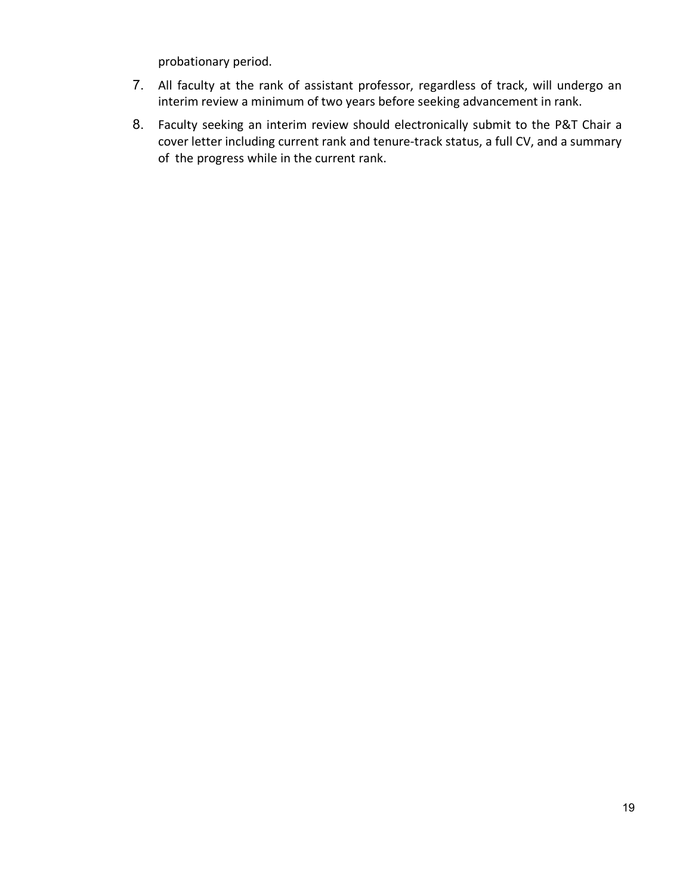probationary period.

7. All faculty at the rank of assistant professor, regardless of track, will undergo an interim review a minimum of two years before seeking advancement in rank.
8. Faculty seeking an interim review should electronically submit to the P&T Chair a cover letter including current rank and tenure-track status, a full CV, and a summary of the progress while in the current rank.